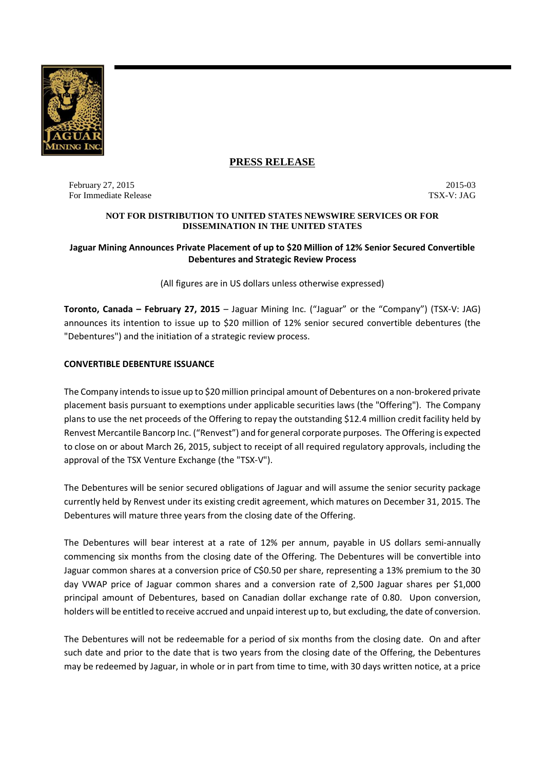# PRESS RELEASE

February 27, 2015
For Immediate Release

2015-03
TSX-V: JAG

**NOT FOR DISTRIBUTION TO UNITED STATES NEWSWIRE SERVICES OR FOR DISSEMINATION IN THE UNITED STATES**

## Jaguar Mining Announces Private Placement of up to $20 Million of 12% Senior Secured Convertible Debentures and Strategic Review Process

(All figures are in US dollars unless otherwise expressed)

**Toronto, Canada – February 27, 2015** – Jaguar Mining Inc. ("Jaguar" or the "Company") (TSX-V: JAG) announces its intention to issue up to $20 million of 12% senior secured convertible debentures (the "Debentures") and the initiation of a strategic review process.

### CONVERTIBLE DEBENTURE ISSUANCE

The Company intends to issue up to $20 million principal amount of Debentures on a non-brokered private placement basis pursuant to exemptions under applicable securities laws (the "Offering"). The Company plans to use the net proceeds of the Offering to repay the outstanding $12.4 million credit facility held by Renvest Mercantile Bancorp Inc. ("Renvest") and for general corporate purposes. The Offering is expected to close on or about March 26, 2015, subject to receipt of all required regulatory approvals, including the approval of the TSX Venture Exchange (the "TSX-V").

The Debentures will be senior secured obligations of Jaguar and will assume the senior security package currently held by Renvest under its existing credit agreement, which matures on December 31, 2015. The Debentures will mature three years from the closing date of the Offering.

The Debentures will bear interest at a rate of 12% per annum, payable in US dollars semi-annually commencing six months from the closing date of the Offering. The Debentures will be convertible into Jaguar common shares at a conversion price of C$0.50 per share, representing a 13% premium to the 30 day VWAP price of Jaguar common shares and a conversion rate of 2,500 Jaguar shares per $1,000 principal amount of Debentures, based on Canadian dollar exchange rate of 0.80. Upon conversion, holders will be entitled to receive accrued and unpaid interest up to, but excluding, the date of conversion.

The Debentures will not be redeemable for a period of six months from the closing date. On and after such date and prior to the date that is two years from the closing date of the Offering, the Debentures may be redeemed by Jaguar, in whole or in part from time to time, with 30 days written notice, at a price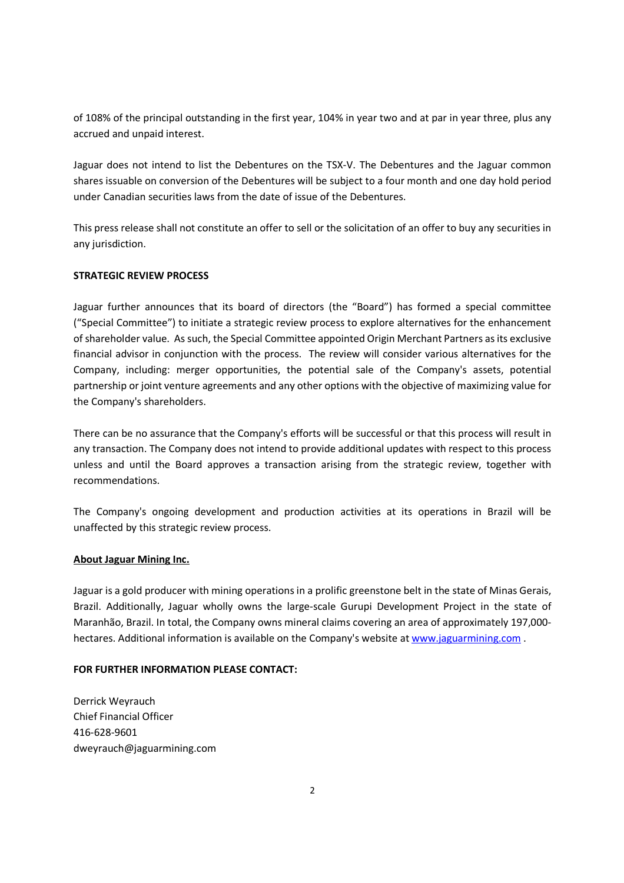of 108% of the principal outstanding in the first year, 104% in year two and at par in year three, plus any accrued and unpaid interest.

Jaguar does not intend to list the Debentures on the TSX-V. The Debentures and the Jaguar common shares issuable on conversion of the Debentures will be subject to a four month and one day hold period under Canadian securities laws from the date of issue of the Debentures.

This press release shall not constitute an offer to sell or the solicitation of an offer to buy any securities in any jurisdiction.

**STRATEGIC REVIEW PROCESS**

Jaguar further announces that its board of directors (the "Board") has formed a special committee ("Special Committee") to initiate a strategic review process to explore alternatives for the enhancement of shareholder value. As such, the Special Committee appointed Origin Merchant Partners as its exclusive financial advisor in conjunction with the process. The review will consider various alternatives for the Company, including: merger opportunities, the potential sale of the Company's assets, potential partnership or joint venture agreements and any other options with the objective of maximizing value for the Company's shareholders.

There can be no assurance that the Company's efforts will be successful or that this process will result in any transaction. The Company does not intend to provide additional updates with respect to this process unless and until the Board approves a transaction arising from the strategic review, together with recommendations.

The Company's ongoing development and production activities at its operations in Brazil will be unaffected by this strategic review process.

**About Jaguar Mining Inc.**

Jaguar is a gold producer with mining operations in a prolific greenstone belt in the state of Minas Gerais, Brazil. Additionally, Jaguar wholly owns the large-scale Gurupi Development Project in the state of Maranhão, Brazil. In total, the Company owns mineral claims covering an area of approximately 197,000-hectares. Additional information is available on the Company's website at [www.jaguarmining.com](http://www.jaguarmining.com) .

**FOR FURTHER INFORMATION PLEASE CONTACT:**

Derrick Weyrauch
Chief Financial Officer
416-628-9601
dweyrauch@jaguarmining.com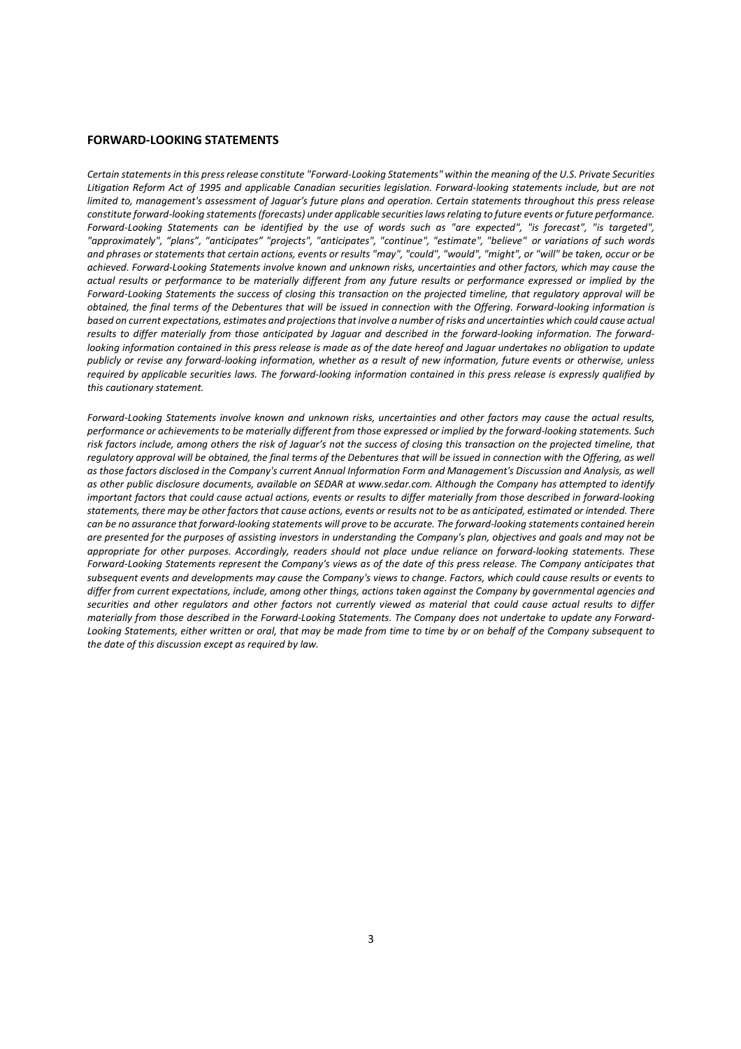## FORWARD-LOOKING STATEMENTS

*Certain statements in this press release constitute "Forward-Looking Statements" within the meaning of the U.S. Private Securities Litigation Reform Act of 1995 and applicable Canadian securities legislation. Forward-looking statements include, but are not limited to, management's assessment of Jaguar's future plans and operation. Certain statements throughout this press release constitute forward-looking statements (forecasts) under applicable securities laws relating to future events or future performance. Forward-Looking Statements can be identified by the use of words such as "are expected", "is forecast", "is targeted", "approximately", "plans", "anticipates" "projects", "anticipates", "continue", "estimate", "believe" or variations of such words and phrases or statements that certain actions, events or results "may", "could", "would", "might", or "will" be taken, occur or be achieved. Forward-Looking Statements involve known and unknown risks, uncertainties and other factors, which may cause the actual results or performance to be materially different from any future results or performance expressed or implied by the Forward-Looking Statements the success of closing this transaction on the projected timeline, that regulatory approval will be obtained, the final terms of the Debentures that will be issued in connection with the Offering. Forward-looking information is based on current expectations, estimates and projections that involve a number of risks and uncertainties which could cause actual results to differ materially from those anticipated by Jaguar and described in the forward-looking information. The forward-looking information contained in this press release is made as of the date hereof and Jaguar undertakes no obligation to update publicly or revise any forward-looking information, whether as a result of new information, future events or otherwise, unless required by applicable securities laws. The forward-looking information contained in this press release is expressly qualified by this cautionary statement.*

*Forward-Looking Statements involve known and unknown risks, uncertainties and other factors may cause the actual results, performance or achievements to be materially different from those expressed or implied by the forward-looking statements. Such risk factors include, among others the risk of Jaguar's not the success of closing this transaction on the projected timeline, that regulatory approval will be obtained, the final terms of the Debentures that will be issued in connection with the Offering, as well as those factors disclosed in the Company's current Annual Information Form and Management's Discussion and Analysis, as well as other public disclosure documents, available on SEDAR at www.sedar.com. Although the Company has attempted to identify important factors that could cause actual actions, events or results to differ materially from those described in forward-looking statements, there may be other factors that cause actions, events or results not to be as anticipated, estimated or intended. There can be no assurance that forward-looking statements will prove to be accurate. The forward-looking statements contained herein are presented for the purposes of assisting investors in understanding the Company's plan, objectives and goals and may not be appropriate for other purposes. Accordingly, readers should not place undue reliance on forward-looking statements. These Forward-Looking Statements represent the Company's views as of the date of this press release. The Company anticipates that subsequent events and developments may cause the Company's views to change. Factors, which could cause results or events to differ from current expectations, include, among other things, actions taken against the Company by governmental agencies and securities and other regulators and other factors not currently viewed as material that could cause actual results to differ materially from those described in the Forward-Looking Statements. The Company does not undertake to update any Forward-Looking Statements, either written or oral, that may be made from time to time by or on behalf of the Company subsequent to the date of this discussion except as required by law.*